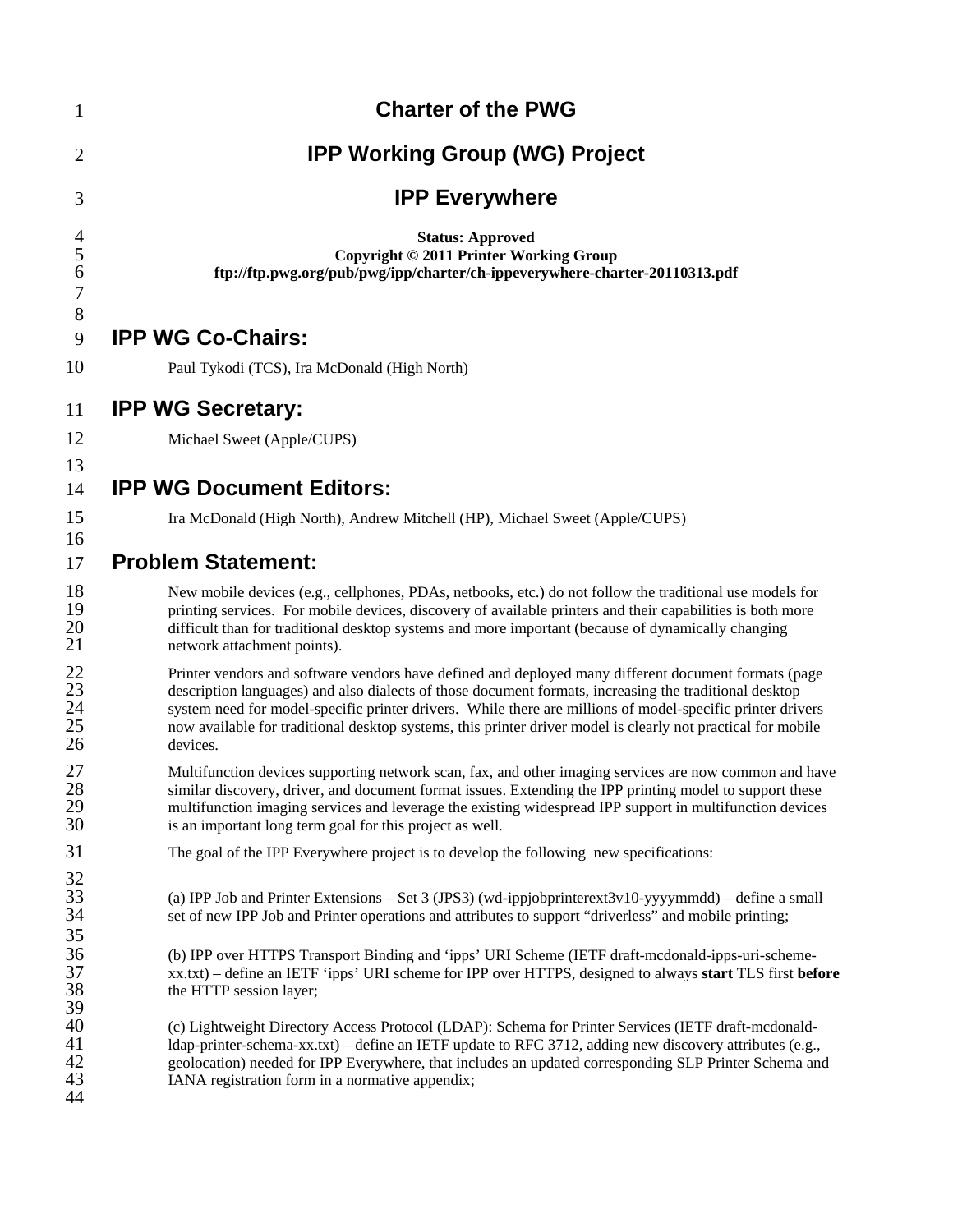# Charter of the PWG

# IPP Working Group (WG) Project

# IPP Everywhere

**Status: Approved**
**Copyright © 2011 Printer Working Group**
**ftp://ftp.pwg.org/pub/pwg/ipp/charter/ch-ippeverywhere-charter-20110313.pdf**

## IPP WG Co-Chairs:

Paul Tykodi (TCS), Ira McDonald (High North)

## IPP WG Secretary:

Michael Sweet (Apple/CUPS)

## IPP WG Document Editors:

Ira McDonald (High North), Andrew Mitchell (HP), Michael Sweet (Apple/CUPS)

## Problem Statement:

New mobile devices (e.g., cellphones, PDAs, netbooks, etc.) do not follow the traditional use models for printing services. For mobile devices, discovery of available printers and their capabilities is both more difficult than for traditional desktop systems and more important (because of dynamically changing network attachment points).

Printer vendors and software vendors have defined and deployed many different document formats (page description languages) and also dialects of those document formats, increasing the traditional desktop system need for model-specific printer drivers. While there are millions of model-specific printer drivers now available for traditional desktop systems, this printer driver model is clearly not practical for mobile devices.

Multifunction devices supporting network scan, fax, and other imaging services are now common and have similar discovery, driver, and document format issues. Extending the IPP printing model to support these multifunction imaging services and leverage the existing widespread IPP support in multifunction devices is an important long term goal for this project as well.

The goal of the IPP Everywhere project is to develop the following new specifications:

(a) IPP Job and Printer Extensions – Set 3 (JPS3) (wd-ippjobprinterext3v10-yyyymmdd) – define a small set of new IPP Job and Printer operations and attributes to support "driverless" and mobile printing;

(b) IPP over HTTPS Transport Binding and 'ipps' URI Scheme (IETF draft-mcdonald-ipps-uri-scheme-xx.txt) – define an IETF 'ipps' URI scheme for IPP over HTTPS, designed to always **start** TLS first **before** the HTTP session layer;

(c) Lightweight Directory Access Protocol (LDAP): Schema for Printer Services (IETF draft-mcdonald-ldap-printer-schema-xx.txt) – define an IETF update to RFC 3712, adding new discovery attributes (e.g., geolocation) needed for IPP Everywhere, that includes an updated corresponding SLP Printer Schema and IANA registration form in a normative appendix;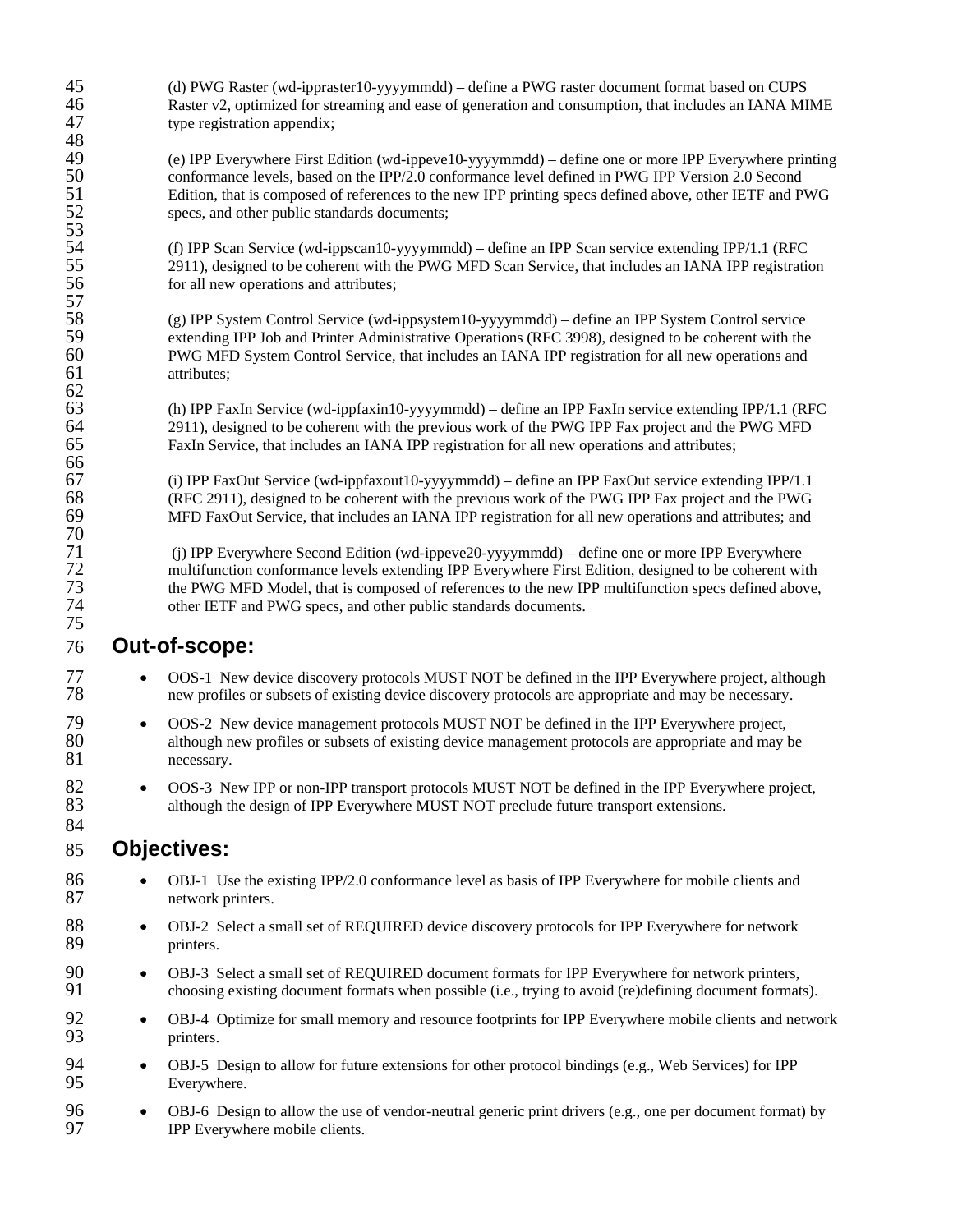(d) PWG Raster (wd-ippraster10-yyyymmdd) – define a PWG raster document format based on CUPS Raster v2, optimized for streaming and ease of generation and consumption, that includes an IANA MIME type registration appendix;

(e) IPP Everywhere First Edition (wd-ippeve10-yyyymmdd) – define one or more IPP Everywhere printing conformance levels, based on the IPP/2.0 conformance level defined in PWG IPP Version 2.0 Second Edition, that is composed of references to the new IPP printing specs defined above, other IETF and PWG specs, and other public standards documents;

(f) IPP Scan Service (wd-ippscan10-yyyymmdd) – define an IPP Scan service extending IPP/1.1 (RFC 2911), designed to be coherent with the PWG MFD Scan Service, that includes an IANA IPP registration for all new operations and attributes;

(g) IPP System Control Service (wd-ippsystem10-yyyymmdd) – define an IPP System Control service extending IPP Job and Printer Administrative Operations (RFC 3998), designed to be coherent with the PWG MFD System Control Service, that includes an IANA IPP registration for all new operations and attributes;

(h) IPP FaxIn Service (wd-ippfaxin10-yyyymmdd) – define an IPP FaxIn service extending IPP/1.1 (RFC 2911), designed to be coherent with the previous work of the PWG IPP Fax project and the PWG MFD FaxIn Service, that includes an IANA IPP registration for all new operations and attributes;

(i) IPP FaxOut Service (wd-ippfaxout10-yyyymmdd) – define an IPP FaxOut service extending IPP/1.1 (RFC 2911), designed to be coherent with the previous work of the PWG IPP Fax project and the PWG MFD FaxOut Service, that includes an IANA IPP registration for all new operations and attributes; and

(j) IPP Everywhere Second Edition (wd-ippeve20-yyyymmdd) – define one or more IPP Everywhere multifunction conformance levels extending IPP Everywhere First Edition, designed to be coherent with the PWG MFD Model, that is composed of references to the new IPP multifunction specs defined above, other IETF and PWG specs, and other public standards documents.

## Out-of-scope:

- OOS-1 New device discovery protocols MUST NOT be defined in the IPP Everywhere project, although new profiles or subsets of existing device discovery protocols are appropriate and may be necessary.
- OOS-2 New device management protocols MUST NOT be defined in the IPP Everywhere project, although new profiles or subsets of existing device management protocols are appropriate and may be necessary.
- OOS-3 New IPP or non-IPP transport protocols MUST NOT be defined in the IPP Everywhere project, although the design of IPP Everywhere MUST NOT preclude future transport extensions.

## Objectives:

- OBJ-1 Use the existing IPP/2.0 conformance level as basis of IPP Everywhere for mobile clients and network printers.
- OBJ-2 Select a small set of REQUIRED device discovery protocols for IPP Everywhere for network printers.
- OBJ-3 Select a small set of REQUIRED document formats for IPP Everywhere for network printers, choosing existing document formats when possible (i.e., trying to avoid (re)defining document formats).
- OBJ-4 Optimize for small memory and resource footprints for IPP Everywhere mobile clients and network printers.
- OBJ-5 Design to allow for future extensions for other protocol bindings (e.g., Web Services) for IPP Everywhere.
- OBJ-6 Design to allow the use of vendor-neutral generic print drivers (e.g., one per document format) by IPP Everywhere mobile clients.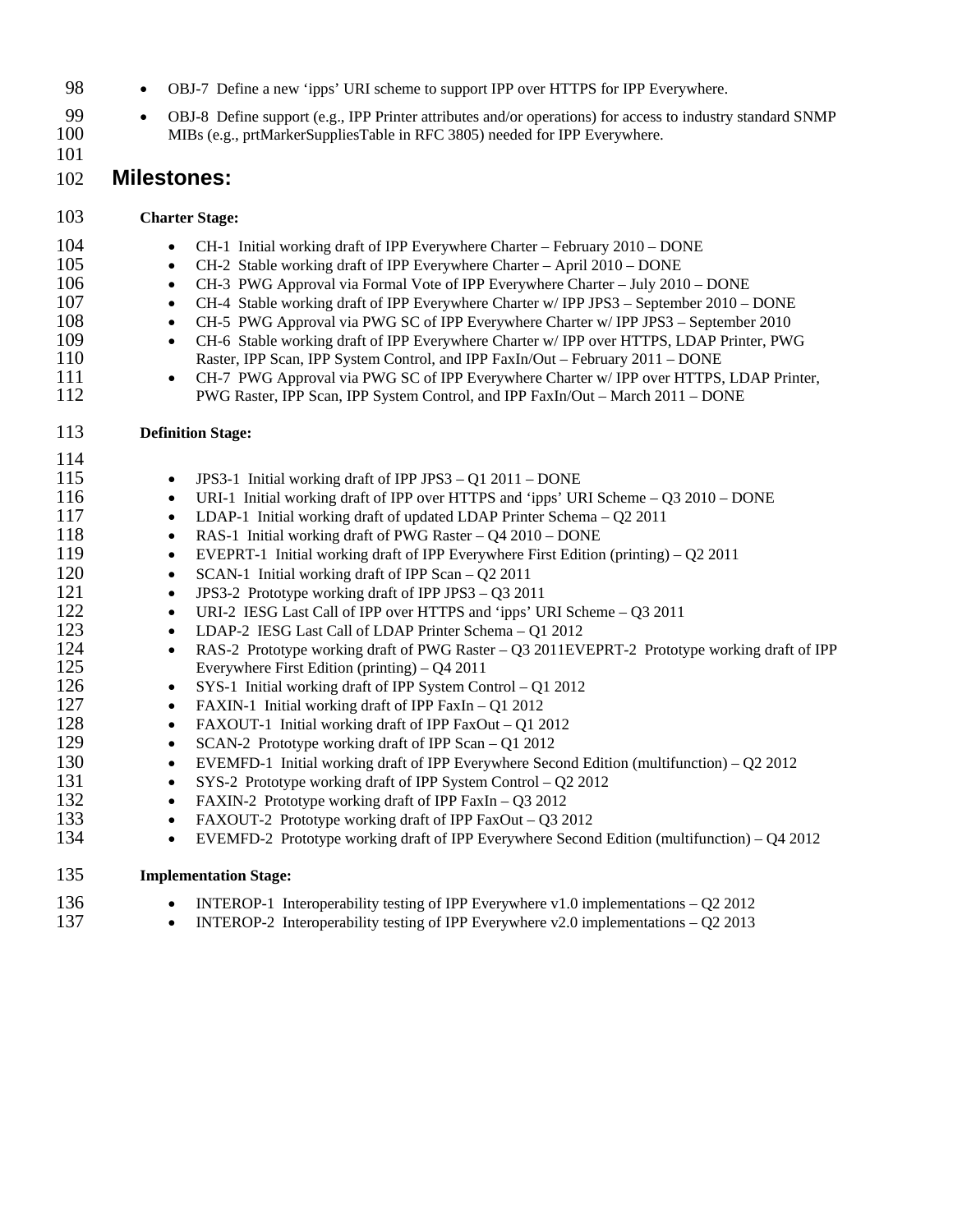- OBJ-7 Define a new 'ipps' URI scheme to support IPP over HTTPS for IPP Everywhere.
- OBJ-8 Define support (e.g., IPP Printer attributes and/or operations) for access to industry standard SNMP MIBs (e.g., prtMarkerSuppliesTable in RFC 3805) needed for IPP Everywhere.

## Milestones:

**Charter Stage:**

- CH-1 Initial working draft of IPP Everywhere Charter – February 2010 – DONE
- CH-2 Stable working draft of IPP Everywhere Charter – April 2010 – DONE
- CH-3 PWG Approval via Formal Vote of IPP Everywhere Charter – July 2010 – DONE
- CH-4 Stable working draft of IPP Everywhere Charter w/ IPP JPS3 – September 2010 – DONE
- CH-5 PWG Approval via PWG SC of IPP Everywhere Charter w/ IPP JPS3 – September 2010
- CH-6 Stable working draft of IPP Everywhere Charter w/ IPP over HTTPS, LDAP Printer, PWG Raster, IPP Scan, IPP System Control, and IPP FaxIn/Out – February 2011 – DONE
- CH-7 PWG Approval via PWG SC of IPP Everywhere Charter w/ IPP over HTTPS, LDAP Printer, PWG Raster, IPP Scan, IPP System Control, and IPP FaxIn/Out – March 2011 – DONE

**Definition Stage:**

- JPS3-1 Initial working draft of IPP JPS3 – Q1 2011 – DONE
- URI-1 Initial working draft of IPP over HTTPS and 'ipps' URI Scheme – Q3 2010 – DONE
- LDAP-1 Initial working draft of updated LDAP Printer Schema – Q2 2011
- RAS-1 Initial working draft of PWG Raster – Q4 2010 – DONE
- EVEPRT-1 Initial working draft of IPP Everywhere First Edition (printing) – Q2 2011
- SCAN-1 Initial working draft of IPP Scan – Q2 2011
- JPS3-2 Prototype working draft of IPP JPS3 – Q3 2011
- URI-2 IESG Last Call of IPP over HTTPS and 'ipps' URI Scheme – Q3 2011
- LDAP-2 IESG Last Call of LDAP Printer Schema – Q1 2012
- RAS-2 Prototype working draft of PWG Raster – Q3 2011EVEPRT-2 Prototype working draft of IPP Everywhere First Edition (printing) – Q4 2011
- SYS-1 Initial working draft of IPP System Control – Q1 2012
- FAXIN-1 Initial working draft of IPP FaxIn – Q1 2012
- FAXOUT-1 Initial working draft of IPP FaxOut – Q1 2012
- SCAN-2 Prototype working draft of IPP Scan – Q1 2012
- EVEMFD-1 Initial working draft of IPP Everywhere Second Edition (multifunction) – Q2 2012
- SYS-2 Prototype working draft of IPP System Control – Q2 2012
- FAXIN-2 Prototype working draft of IPP FaxIn – Q3 2012
- FAXOUT-2 Prototype working draft of IPP FaxOut – Q3 2012
- EVEMFD-2 Prototype working draft of IPP Everywhere Second Edition (multifunction) – Q4 2012

**Implementation Stage:**

- INTEROP-1 Interoperability testing of IPP Everywhere v1.0 implementations – Q2 2012
- INTEROP-2 Interoperability testing of IPP Everywhere v2.0 implementations – Q2 2013